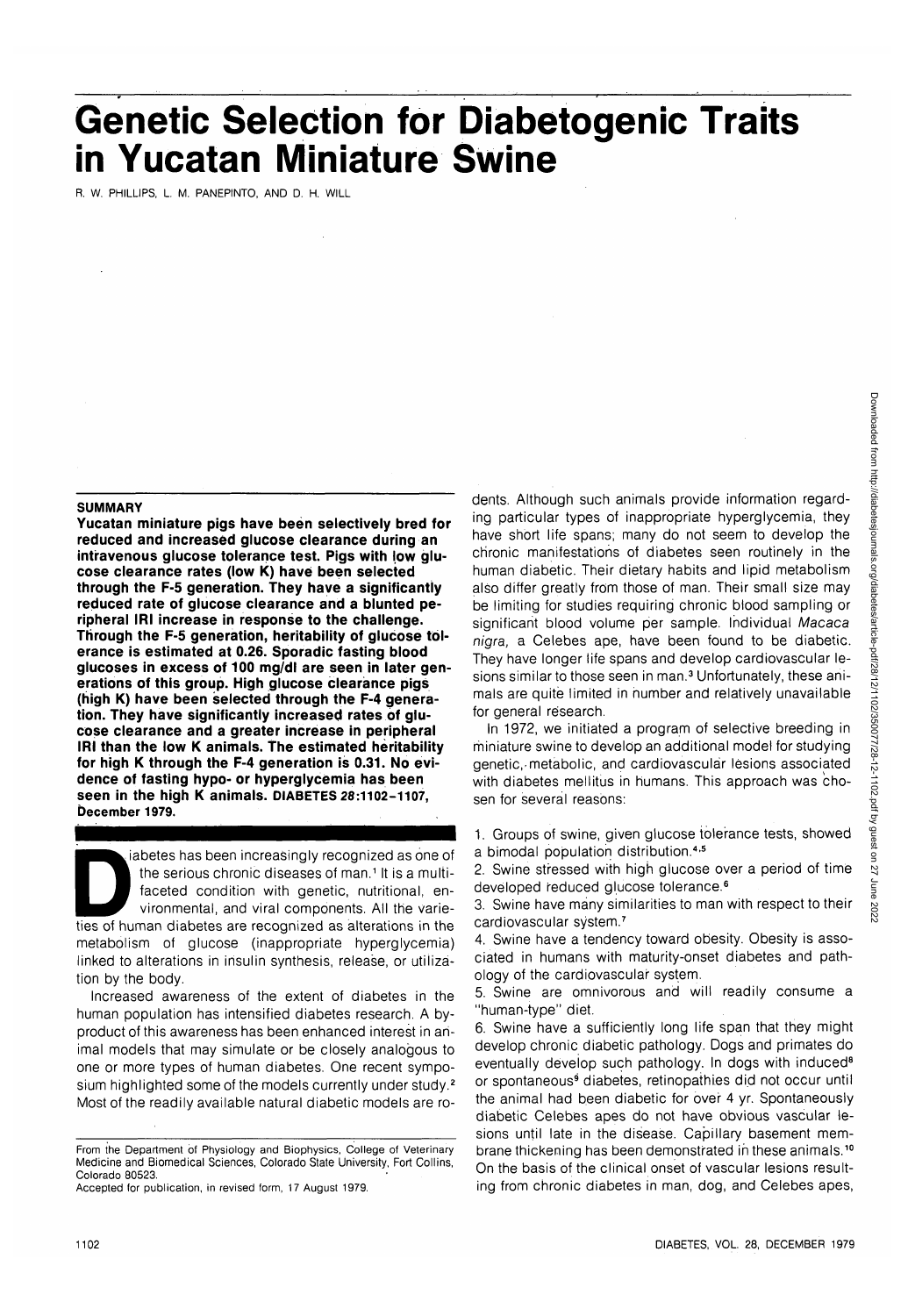# Genetic Selection for Diabetogenic Traits in Yucatan Miniature Swine

R. W. PHILLIPS, L. M. PANEPINTO, AND D. H. WILL

## SUMMARY

**Yucatan miniature pigs have been selectively bred for reduced and increased glucose clearance during an intravenous glucose tolerance test. Pigs with low glucose clearance rates (low K) have been selected through the F-5 generation. They have a significantly reduced rate of glucose clearance and a blunted peripheral IRI increase in response to the challenge. Through the F-5 generation, heritability of glucose tolerance is estimated at 0.26. Sporadic fasting blood glucoses in excess of 100 mg/dl are seen in later generations of this group. High glucose clearance pigs (high K) have been selected through the F-4 generation. They have significantly increased rates of glucose clearance and a greater increase in peripheral IRI than the low K animals. The estimated heritability for high K through the F-4 generation is 0.31. No evidence of fasting hypo- or hyperglycemia has been seen in the high K animals.** DIABETES 28:1102-1107, December 1979.

Diabetes has been increasingly recognized as one of the serious chronic diseases of man.[1] It is a multifaceted condition with genetic, nutritional, environmental, and viral components. All the varieties of human diabetes are recognized as alterations in the metabolism of glucose (inappropriate hyperglycemia) linked to alterations in insulin synthesis, release, or utilization by the body.

Increased awareness of the extent of diabetes in the human population has intensified diabetes research. A byproduct of this awareness has been enhanced interest in animal models that may simulate or be closely analogous to one or more types of human diabetes. One recent symposium highlighted some of the models currently under study.[2] Most of the readily available natural diabetic models are rodents. Although such animals provide information regarding particular types of inappropriate hyperglycemia, they have short life spans; many do not seem to develop the chronic manifestations of diabetes seen routinely in the human diabetic. Their dietary habits and lipid metabolism also differ greatly from those of man. Their small size may be limiting for studies requiring chronic blood sampling or significant blood volume per sample. Individual *Macaca nigra*, a Celebes ape, have been found to be diabetic. They have longer life spans and develop cardiovascular lesions similar to those seen in man.[3] Unfortunately, these animals are quite limited in number and relatively unavailable for general research.

In 1972, we initiated a program of selective breeding in miniature swine to develop an additional model for studying genetic, metabolic, and cardiovascular lesions associated with diabetes mellitus in humans. This approach was chosen for several reasons:

1. Groups of swine, given glucose tolerance tests, showed a bimodal population distribution.[4,5]
2. Swine stressed with high glucose over a period of time developed reduced glucose tolerance.[6]
3. Swine have many similarities to man with respect to their cardiovascular system.[7]
4. Swine have a tendency toward obesity. Obesity is associated in humans with maturity-onset diabetes and pathology of the cardiovascular system.
5. Swine are omnivorous and will readily consume a "human-type" diet.
6. Swine have a sufficiently long life span that they might develop chronic diabetic pathology. Dogs and primates do eventually develop such pathology. In dogs with induced[8] or spontaneous[9] diabetes, retinopathies did not occur until the animal had been diabetic for over 4 yr. Spontaneously diabetic Celebes apes do not have obvious vascular lesions until late in the disease. Capillary basement membrane thickening has been demonstrated in these animals.[10] On the basis of the clinical onset of vascular lesions resulting from chronic diabetes in man, dog, and Celebes apes,

From the Department of Physiology and Biophysics, College of Veterinary Medicine and Biomedical Sciences, Colorado State University, Fort Collins, Colorado 80523.

Accepted for publication, in revised form, 17 August 1979.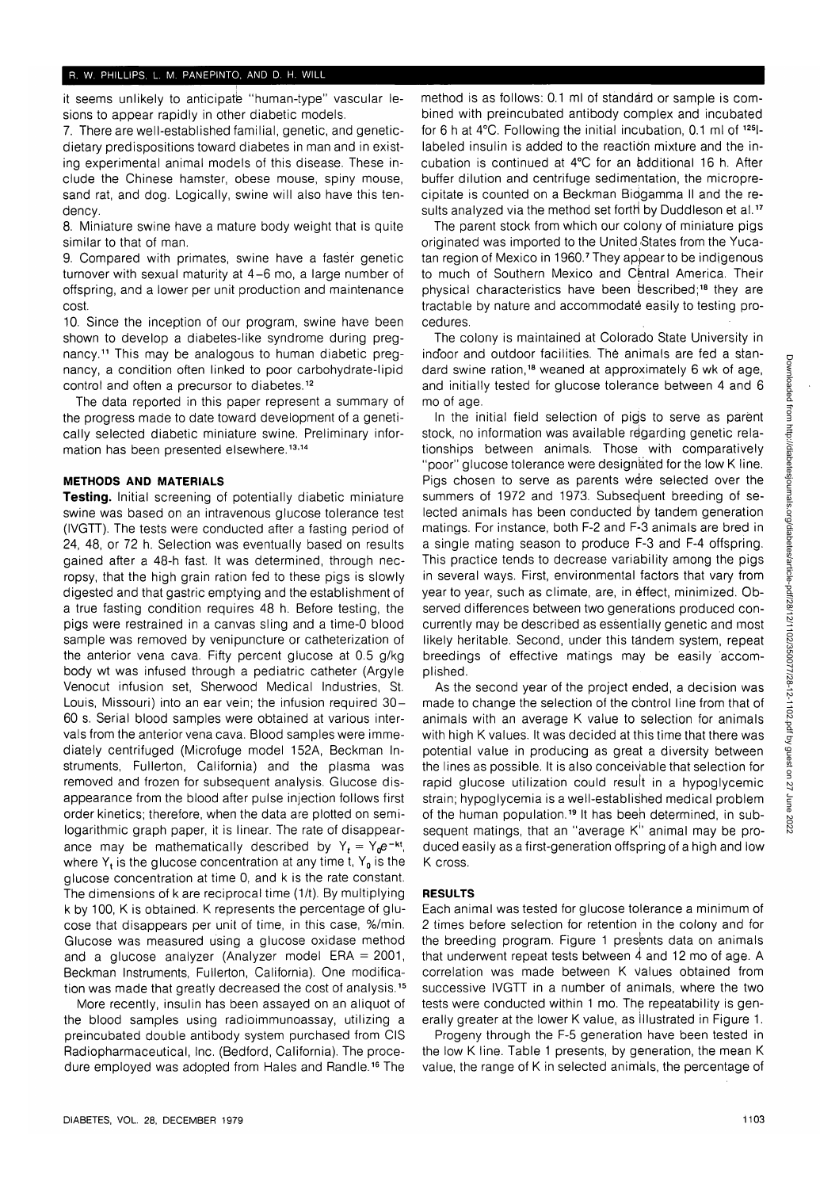it seems unlikely to anticipate "human-type" vascular lesions to appear rapidly in other diabetic models.

7. There are well-established familial, genetic, and genetic-dietary predispositions toward diabetes in man and in existing experimental animal models of this disease. These include the Chinese hamster, obese mouse, spiny mouse, sand rat, and dog. Logically, swine will also have this tendency.

8. Miniature swine have a mature body weight that is quite similar to that of man.

9. Compared with primates, swine have a faster genetic turnover with sexual maturity at 4–6 mo, a large number of offspring, and a lower per unit production and maintenance cost.

10. Since the inception of our program, swine have been shown to develop a diabetes-like syndrome during pregnancy.[11] This may be analogous to human diabetic pregnancy, a condition often linked to poor carbohydrate-lipid control and often a precursor to diabetes.[12]

The data reported in this paper represent a summary of the progress made to date toward development of a genetically selected diabetic miniature swine. Preliminary information has been presented elsewhere.[13,14]

## METHODS AND MATERIALS

**Testing.** Initial screening of potentially diabetic miniature swine was based on an intravenous glucose tolerance test (IVGTT). The tests were conducted after a fasting period of 24, 48, or 72 h. Selection was eventually based on results gained after a 48-h fast. It was determined, through necropsy, that the high grain ration fed to these pigs is slowly digested and that gastric emptying and the establishment of a true fasting condition requires 48 h. Before testing, the pigs were restrained in a canvas sling and a time-0 blood sample was removed by venipuncture or catheterization of the anterior vena cava. Fifty percent glucose at 0.5 g/kg body wt was infused through a pediatric catheter (Argyle Venocut infusion set, Sherwood Medical Industries, St. Louis, Missouri) into an ear vein; the infusion required 30–60 s. Serial blood samples were obtained at various intervals from the anterior vena cava. Blood samples were immediately centrifuged (Microfuge model 152A, Beckman Instruments, Fullerton, California) and the plasma was removed and frozen for subsequent analysis. Glucose disappearance from the blood after pulse injection follows first order kinetics; therefore, when the data are plotted on semilogarithmic graph paper, it is linear. The rate of disappearance may be mathematically described by $Y_t = Y_0 e^{-kt}$, where $Y_t$ is the glucose concentration at any time t, $Y_0$ is the glucose concentration at time 0, and k is the rate constant. The dimensions of k are reciprocal time (1/t). By multiplying k by 100, K is obtained. K represents the percentage of glucose that disappears per unit of time, in this case, %/min. Glucose was measured using a glucose oxidase method and a glucose analyzer (Analyzer model ERA = 2001, Beckman Instruments, Fullerton, California). One modification was made that greatly decreased the cost of analysis.[15]

More recently, insulin has been assayed on an aliquot of the blood samples using radioimmunoassay, utilizing a preincubated double antibody system purchased from CIS Radiopharmaceutical, Inc. (Bedford, California). The procedure employed was adopted from Hales and Randle.[16] The method is as follows: 0.1 ml of standard or sample is combined with preincubated antibody complex and incubated for 6 h at 4°C. Following the initial incubation, 0.1 ml of $^{125}$I-labeled insulin is added to the reaction mixture and the incubation is continued at 4°C for an additional 16 h. After buffer dilution and centrifuge sedimentation, the microprecipitate is counted on a Beckman Biogamma II and the results analyzed via the method set forth by Duddleson et al.[17]

The parent stock from which our colony of miniature pigs originated was imported to the United States from the Yucatan region of Mexico in 1960.[7] They appear to be indigenous to much of Southern Mexico and Central America. Their physical characteristics have been described;[18] they are tractable by nature and accommodate easily to testing procedures.

The colony is maintained at Colorado State University in indoor and outdoor facilities. The animals are fed a standard swine ration,[18] weaned at approximately 6 wk of age, and initially tested for glucose tolerance between 4 and 6 mo of age.

In the initial field selection of pigs to serve as parent stock, no information was available regarding genetic relationships between animals. Those with comparatively "poor" glucose tolerance were designated for the low K line. Pigs chosen to serve as parents were selected over the summers of 1972 and 1973. Subsequent breeding of selected animals has been conducted by tandem generation matings. For instance, both F-2 and F-3 animals are bred in a single mating season to produce F-3 and F-4 offspring. This practice tends to decrease variability among the pigs in several ways. First, environmental factors that vary from year to year, such as climate, are, in effect, minimized. Observed differences between two generations produced concurrently may be described as essentially genetic and most likely heritable. Second, under this tandem system, repeat breedings of effective matings may be easily accomplished.

As the second year of the project ended, a decision was made to change the selection of the control line from that of animals with an average K value to selection for animals with high K values. It was decided at this time that there was potential value in producing as great a diversity between the lines as possible. It is also conceivable that selection for rapid glucose utilization could result in a hypoglycemic strain; hypoglycemia is a well-established medical problem of the human population.[19] It has been determined, in subsequent matings, that an "average K" animal may be produced easily as a first-generation offspring of a high and low K cross.

## RESULTS

Each animal was tested for glucose tolerance a minimum of 2 times before selection for retention in the colony and for the breeding program. Figure 1 presents data on animals that underwent repeat tests between 4 and 12 mo of age. A correlation was made between K values obtained from successive IVGTT in a number of animals, where the two tests were conducted within 1 mo. The repeatability is generally greater at the lower K value, as illustrated in Figure 1.

Progeny through the F-5 generation have been tested in the low K line. Table 1 presents, by generation, the mean K value, the range of K in selected animals, the percentage of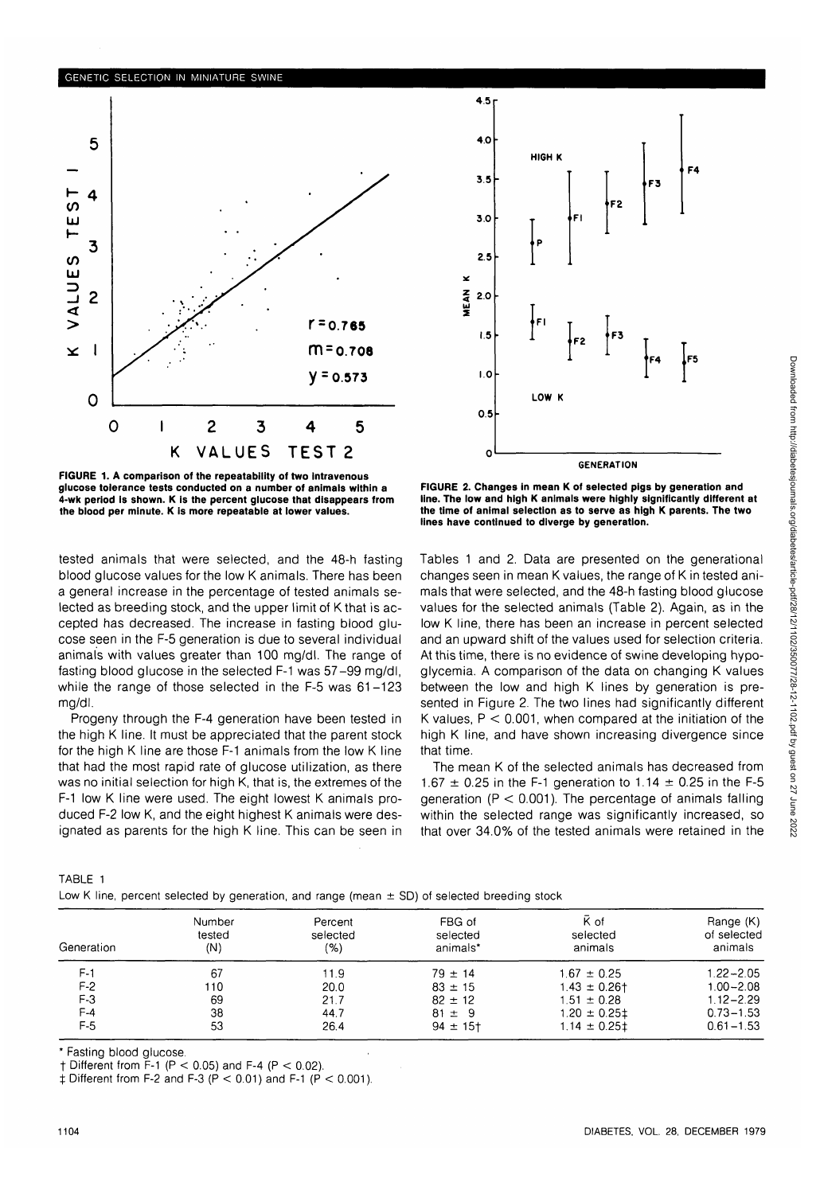FIGURE 1. A comparison of the repeatability of two intravenous glucose tolerance tests conducted on a number of animals within a 4-wk period is shown. K is the percent glucose that disappears from the blood per minute. K is more repeatable at lower values.

FIGURE 2. Changes in mean K of selected pigs by generation and line. The low and high K animals were highly significantly different at the time of animal selection as to serve as high K parents. The two lines have continued to diverge by generation.

tested animals that were selected, and the 48-h fasting blood glucose values for the low K animals. There has been a general increase in the percentage of tested animals selected as breeding stock, and the upper limit of K that is accepted has decreased. The increase in fasting blood glucose seen in the F-5 generation is due to several individual animals with values greater than 100 mg/dl. The range of fasting blood glucose in the selected F-1 was 57–99 mg/dl, while the range of those selected in the F-5 was 61–123 mg/dl.

Progeny through the F-4 generation have been tested in the high K line. It must be appreciated that the parent stock for the high K line are those F-1 animals from the low K line that had the most rapid rate of glucose utilization, as there was no initial selection for high K, that is, the extremes of the F-1 low K line were used. The eight lowest K animals produced F-2 low K, and the eight highest K animals were designated as parents for the high K line. This can be seen in Tables 1 and 2. Data are presented on the generational changes seen in mean K values, the range of K in tested animals that were selected, and the 48-h fasting blood glucose values for the selected animals (Table 2). Again, as in the low K line, there has been an increase in percent selected and an upward shift of the values used for selection criteria. At this time, there is no evidence of swine developing hypoglycemia. A comparison of the data on changing K values between the low and high K lines by generation is presented in Figure 2. The two lines had significantly different K values, $P < 0.001$, when compared at the initiation of the high K line, and have shown increasing divergence since that time.

The mean K of the selected animals has decreased from $1.67 \pm 0.25$ in the F-1 generation to $1.14 \pm 0.25$ in the F-5 generation ($P < 0.001$). The percentage of animals falling within the selected range was significantly increased, so that over 34.0% of the tested animals were retained in the

TABLE 1
Low K line, percent selected by generation, and range (mean ± SD) of selected breeding stock

| Generation | Number tested (N) | Percent selected (%) | FBG of selected animals* | $\bar{K}$ of selected animals | Range (K) of selected animals |
|---|---|---|---|---|---|
| F-1 | 67 | 11.9 | 79 ± 14 | 1.67 ± 0.25 | 1.22–2.05 |
| F-2 | 110 | 20.0 | 83 ± 15 | 1.43 ± 0.26† | 1.00–2.08 |
| F-3 | 69 | 21.7 | 82 ± 12 | 1.51 ± 0.28 | 1.12–2.29 |
| F-4 | 38 | 44.7 | 81 ± 9 | 1.20 ± 0.25‡ | 0.73–1.53 |
| F-5 | 53 | 26.4 | 94 ± 15† | 1.14 ± 0.25‡ | 0.61–1.53 |

* Fasting blood glucose.
† Different from F-1 ($P < 0.05$) and F-4 ($P < 0.02$).
‡ Different from F-2 and F-3 ($P < 0.01$) and F-1 ($P < 0.001$).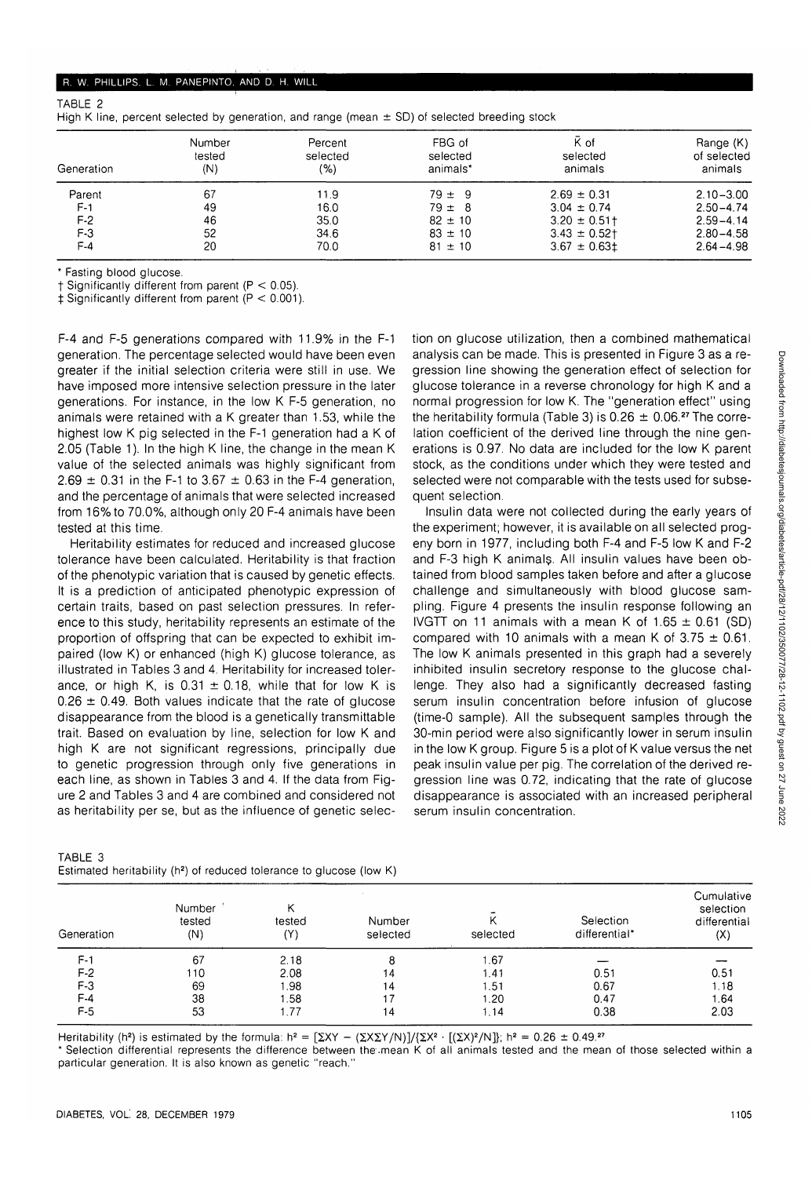TABLE 2
High K line, percent selected by generation, and range (mean ± SD) of selected breeding stock

| Generation | Number tested (N) | Percent selected (%) | FBG of selected animals* | $\bar{K}$ of selected animals | Range (K) of selected animals |
|---|---|---|---|---|---|
| Parent | 67 | 11.9 | 79 ± 9 | 2.69 ± 0.31 | 2.10–3.00 |
| F-1 | 49 | 16.0 | 79 ± 8 | 3.04 ± 0.74 | 2.50–4.74 |
| F-2 | 46 | 35.0 | 82 ± 10 | 3.20 ± 0.51† | 2.59–4.14 |
| F-3 | 52 | 34.6 | 83 ± 10 | 3.43 ± 0.52† | 2.80–4.58 |
| F-4 | 20 | 70.0 | 81 ± 10 | 3.67 ± 0.63‡ | 2.64–4.98 |

\* Fasting blood glucose.
† Significantly different from parent ($P < 0.05$).
‡ Significantly different from parent ($P < 0.001$).

F-4 and F-5 generations compared with 11.9% in the F-1 generation. The percentage selected would have been even greater if the initial selection criteria were still in use. We have imposed more intensive selection pressure in the later generations. For instance, in the low K F-5 generation, no animals were retained with a K greater than 1.53, while the highest low K pig selected in the F-1 generation had a K of 2.05 (Table 1). In the high K line, the change in the mean K value of the selected animals was highly significant from 2.69 ± 0.31 in the F-1 to 3.67 ± 0.63 in the F-4 generation, and the percentage of animals that were selected increased from 16% to 70.0%, although only 20 F-4 animals have been tested at this time.

Heritability estimates for reduced and increased glucose tolerance have been calculated. Heritability is that fraction of the phenotypic variation that is caused by genetic effects. It is a prediction of anticipated phenotypic expression of certain traits, based on past selection pressures. In reference to this study, heritability represents an estimate of the proportion of offspring that can be expected to exhibit impaired (low K) or enhanced (high K) glucose tolerance, as illustrated in Tables 3 and 4. Heritability for increased tolerance, or high K, is 0.31 ± 0.18, while that for low K is 0.26 ± 0.49. Both values indicate that the rate of glucose disappearance from the blood is a genetically transmittable trait. Based on evaluation by line, selection for low K and high K are not significant regressions, principally due to genetic progression through only five generations in each line, as shown in Tables 3 and 4. If the data from Figure 2 and Tables 3 and 4 are combined and considered not as heritability per se, but as the influence of genetic selection on glucose utilization, then a combined mathematical analysis can be made. This is presented in Figure 3 as a regression line showing the generation effect of selection for glucose tolerance in a reverse chronology for high K and a normal progression for low K. The "generation effect" using the heritability formula (Table 3) is 0.26 ± 0.06.[27] The correlation coefficient of the derived line through the nine generations is 0.97. No data are included for the low K parent stock, as the conditions under which they were tested and selected were not comparable with the tests used for subsequent selection.

Insulin data were not collected during the early years of the experiment; however, it is available on all selected progeny born in 1977, including both F-4 and F-5 low K and F-2 and F-3 high K animals. All insulin values have been obtained from blood samples taken before and after a glucose challenge and simultaneously with blood glucose sampling. Figure 4 presents the insulin response following an IVGTT on 11 animals with a mean K of 1.65 ± 0.61 (SD) compared with 10 animals with a mean K of 3.75 ± 0.61. The low K animals presented in this graph had a severely inhibited insulin secretory response to the glucose challenge. They also had a significantly decreased fasting serum insulin concentration before infusion of glucose (time-0 sample). All the subsequent samples through the 30-min period were also significantly lower in serum insulin in the low K group. Figure 5 is a plot of K value versus the net peak insulin value per pig. The correlation of the derived regression line was 0.72, indicating that the rate of glucose disappearance is associated with an increased peripheral serum insulin concentration.

TABLE 3
Estimated heritability ($h^2$) of reduced tolerance to glucose (low K)

| Generation | Number tested (N) | K tested (Y) | Number selected | $\bar{K}$ selected | Selection differential* | Cumulative selection differential (X) |
|---|---|---|---|---|---|---|
| F-1 | 67 | 2.18 | 8 | 1.67 | — | — |
| F-2 | 110 | 2.08 | 14 | 1.41 | 0.51 | 0.51 |
| F-3 | 69 | 1.98 | 14 | 1.51 | 0.67 | 1.18 |
| F-4 | 38 | 1.58 | 17 | 1.20 | 0.47 | 1.64 |
| F-5 | 53 | 1.77 | 14 | 1.14 | 0.38 | 2.03 |

Heritability ($h^2$) is estimated by the formula: $h^2 = [\Sigma XY - (\Sigma X \Sigma Y/N)]/\{\Sigma X^2 \cdot [(\Sigma X)^2/N]\}$; $h^2 = 0.26 \pm 0.49$.[27]
\* Selection differential represents the difference between the mean K of all animals tested and the mean of those selected within a particular generation. It is also known as genetic "reach."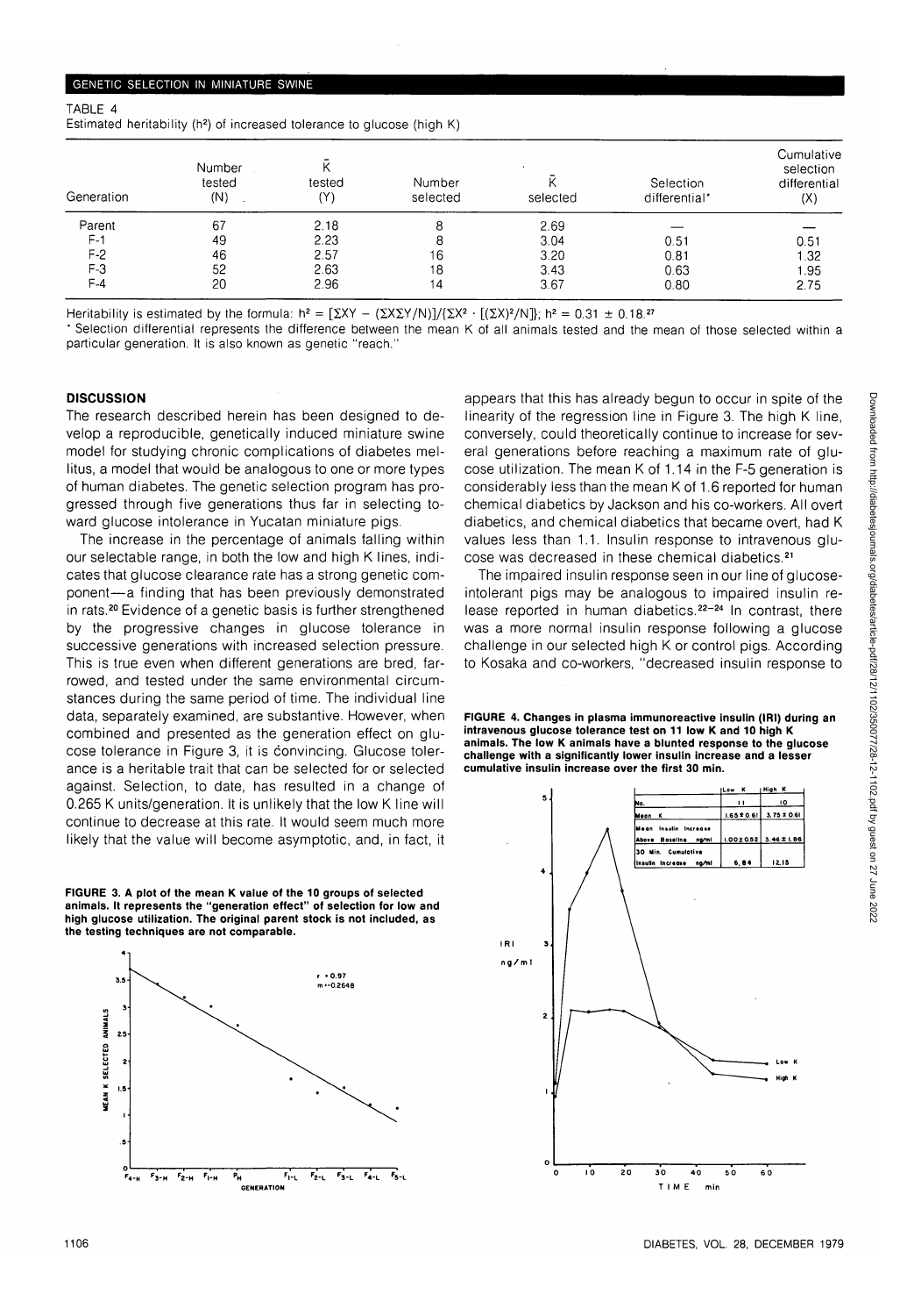TABLE 4

Estimated heritability ($h^2$) of increased tolerance to glucose (high K)

| Generation | Number tested (N) | $\bar{K}$ tested (Y) | Number selected | $\bar{K}$ selected | Selection differential* | Cumulative selection differential (X) |
|---|---|---|---|---|---|---|
| Parent | 67 | 2.18 | 8 | 2.69 | — | — |
| F-1 | 49 | 2.23 | 8 | 3.04 | 0.51 | 0.51 |
| F-2 | 46 | 2.57 | 16 | 3.20 | 0.81 | 1.32 |
| F-3 | 52 | 2.63 | 18 | 3.43 | 0.63 | 1.95 |
| F-4 | 20 | 2.96 | 14 | 3.67 | 0.80 | 2.75 |

Heritability is estimated by the formula: $h^2 = [\Sigma XY - (\Sigma X \Sigma Y/N)]/\{\Sigma X^2 \cdot [(\Sigma X)^2/N]\}$; $h^2 = 0.31 \pm 0.18$.[27]

* Selection differential represents the difference between the mean K of all animals tested and the mean of those selected within a particular generation. It is also known as genetic "reach."

## DISCUSSION

The research described herein has been designed to develop a reproducible, genetically induced miniature swine model for studying chronic complications of diabetes mellitus, a model that would be analogous to one or more types of human diabetes. The genetic selection program has progressed through five generations thus far in selecting toward glucose intolerance in Yucatan miniature pigs.

The increase in the percentage of animals falling within our selectable range, in both the low and high K lines, indicates that glucose clearance rate has a strong genetic component—a finding that has been previously demonstrated in rats.[20] Evidence of a genetic basis is further strengthened by the progressive changes in glucose tolerance in successive generations with increased selection pressure. This is true even when different generations are bred, farrowed, and tested under the same environmental circumstances during the same period of time. The individual line data, separately examined, are substantive. However, when combined and presented as the generation effect on glucose tolerance in Figure 3, it is convincing. Glucose tolerance is a heritable trait that can be selected for or selected against. Selection, to date, has resulted in a change of 0.265 K units/generation. It is unlikely that the low K line will continue to decrease at this rate. It would seem much more likely that the value will become asymptotic, and, in fact, it appears that this has already begun to occur in spite of the linearity of the regression line in Figure 3. The high K line, conversely, could theoretically continue to increase for several generations before reaching a maximum rate of glucose utilization. The mean K of 1.14 in the F-5 generation is considerably less than the mean K of 1.6 reported for human chemical diabetics by Jackson and his co-workers. All overt diabetics, and chemical diabetics that became overt, had K values less than 1.1. Insulin response to intravenous glucose was decreased in these chemical diabetics.[21]

The impaired insulin response seen in our line of glucose-intolerant pigs may be analogous to impaired insulin release reported in human diabetics.[22-24] In contrast, there was a more normal insulin response following a glucose challenge in our selected high K or control pigs. According to Kosaka and co-workers, "decreased insulin response to

**FIGURE 3. A plot of the mean K value of the 10 groups of selected animals. It represents the "generation effect" of selection for low and high glucose utilization. The original parent stock is not included, as the testing techniques are not comparable.**

**FIGURE 4. Changes in plasma immunoreactive insulin (IRI) during an intravenous glucose tolerance test on 11 low K and 10 high K animals. The low K animals have a blunted response to the glucose challenge with a significantly lower insulin increase and a lesser cumulative insulin increase over the first 30 min.**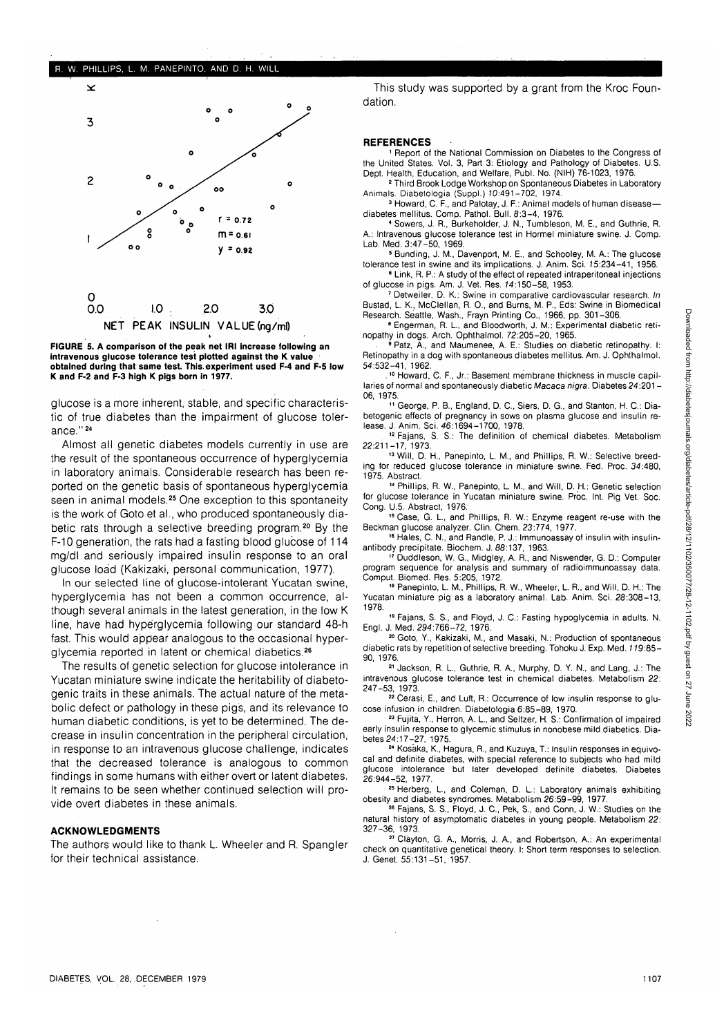K

3

2

1

0

0.0 1.0 2.0 3.0

r = 0.72

m = 0.61

y = 0.92

NET PEAK INSULIN VALUE (ng/ml)

**FIGURE 5. A comparison of the peak net IRI increase following an intravenous glucose tolerance test plotted against the K value obtained during that same test. This experiment used F-4 and F-5 low K and F-2 and F-3 high K pigs born in 1977.**

glucose is a more inherent, stable, and specific characteristic of true diabetes than the impairment of glucose tolerance."[24]

Almost all genetic diabetes models currently in use are the result of the spontaneous occurrence of hyperglycemia in laboratory animals. Considerable research has been reported on the genetic basis of spontaneous hyperglycemia seen in animal models.[25] One exception to this spontaneity is the work of Goto et al., who produced spontaneously diabetic rats through a selective breeding program.[20] By the F-10 generation, the rats had a fasting blood glucose of 114 mg/dl and seriously impaired insulin response to an oral glucose load (Kakizaki, personal communication, 1977).

In our selected line of glucose-intolerant Yucatan swine, hyperglycemia has not been a common occurrence, although several animals in the latest generation, in the low K line, have had hyperglycemia following our standard 48-h fast. This would appear analogous to the occasional hyperglycemia reported in latent or chemical diabetics.[26]

The results of genetic selection for glucose intolerance in Yucatan miniature swine indicate the heritability of diabetogenic traits in these animals. The actual nature of the metabolic defect or pathology in these pigs, and its relevance to human diabetic conditions, is yet to be determined. The decrease in insulin concentration in the peripheral circulation, in response to an intravenous glucose challenge, indicates that the decreased tolerance is analogous to common findings in some humans with either overt or latent diabetes. It remains to be seen whether continued selection will provide overt diabetes in these animals.

## ACKNOWLEDGMENTS

The authors would like to thank L. Wheeler and R. Spangler for their technical assistance.

This study was supported by a grant from the Kroc Foundation.

## REFERENCES

1. Report of the National Commission on Diabetes to the Congress of the United States. Vol. 3, Part 3: Etiology and Pathology of Diabetes. U.S. Dept. Health, Education, and Welfare, Publ. No. (NIH) 76-1023, 1976.
2. Third Brook Lodge Workshop on Spontaneous Diabetes in Laboratory Animals. Diabetologia (Suppl.) *10*:491–702, 1974.
3. Howard, C. F., and Palotay, J. F.: Animal models of human disease—diabetes mellitus. Comp. Pathol. Bull. *8*:3–4, 1976.
4. Sowers, J. R., Burkeholder, J. N., Tumbleson, M. E., and Guthrie, R. A.: Intravenous glucose tolerance test in Hormel miniature swine. J. Comp. Lab. Med. *3*:47–50, 1969.
5. Bunding, J. M., Davenport, M. E., and Schooley, M. A.: The glucose tolerance test in swine and its implications. J. Anim. Sci. *15*:234–41, 1956.
6. Link, R. P.: A study of the effect of repeated intraperitoneal injections of glucose in pigs. Am. J. Vet. Res. *14*:150–58, 1953.
7. Detweiler, D. K.: Swine in comparative cardiovascular research. *In* Bustad, L. K., McClellan, R. O., and Burns, M. P., Eds: Swine in Biomedical Research. Seattle, Wash., Frayn Printing Co., 1966, pp. 301–306.
8. Engerman, R. L., and Bloodworth, J. M.: Experimental diabetic retinopathy in dogs. Arch. Ophthalmol. *72*:205–20, 1965.
9. Patz, A., and Maumenee, A. E.: Studies on diabetic retinopathy. I: Retinopathy in a dog with spontaneous diabetes mellitus. Am. J. Ophthalmol. *54*:532–41, 1962.
10. Howard, C. F., Jr.: Basement membrane thickness in muscle capillaries of normal and spontaneously diabetic *Macaca nigra*. Diabetes *24*:201–06, 1975.
11. George, P. B., England, D. C., Siers, D. G., and Stanton, H. C.: Diabetogenic effects of pregnancy in sows on plasma glucose and insulin release. J. Anim. Sci. *46*:1694–1700, 1978.
12. Fajans, S. S.: The definition of chemical diabetes. Metabolism *22*:211–17, 1973.
13. Will, D. H., Panepinto, L. M., and Phillips, R. W.: Selective breeding for reduced glucose tolerance in miniature swine. Fed. Proc. *34*:480, 1975. Abstract.
14. Phillips, R. W., Panepinto, L. M., and Will, D. H.: Genetic selection for glucose tolerance in Yucatan miniature swine. Proc. Int. Pig Vet. Soc. Cong. U.S. Abstract, 1976.
15. Case, G. L., and Phillips, R. W.: Enzyme reagent re-use with the Beckman glucose analyzer. Clin. Chem. *23*:774, 1977.
16. Hales, C. N., and Randle, P. J.: Immunoassay of insulin with insulin-antibody precipitate. Biochem. J. *88*:137, 1963.
17. Duddleson, W. G., Midgley, A. R., and Niswender, G. D.: Computer program sequence for analysis and summary of radioimmunoassay data. Comput. Biomed. Res. *5*:205, 1972.
18. Panepinto, L. M., Phillips, R. W., Wheeler, L. R., and Will, D. H.: The Yucatan miniature pig as a laboratory animal. Lab. Anim. Sci. *28*:308–13, 1978.
19. Fajans, S. S., and Floyd, J. C.: Fasting hypoglycemia in adults. N. Engl. J. Med. *294*:766–72, 1976.
20. Goto, Y., Kakizaki, M., and Masaki, N.: Production of spontaneous diabetic rats by repetition of selective breeding. Tohoku J. Exp. Med. *119*:85–90, 1976.
21. Jackson, R. L., Guthrie, R. A., Murphy, D. Y. N., and Lang, J.: The intravenous glucose tolerance test in chemical diabetes. Metabolism *22*: 247–53, 1973.
22. Cerasi, E., and Luft, R.: Occurrence of low insulin response to glucose infusion in children. Diabetologia *6*:85–89, 1970.
23. Fujita, Y., Herron, A. L., and Seltzer, H. S.: Confirmation of impaired early insulin response to glycemic stimulus in nonobese mild diabetics. Diabetes *24*:17–27, 1975.
24. Kosaka, K., Hagura, R., and Kuzuya, T.: Insulin responses in equivocal and definite diabetes, with special reference to subjects who had mild glucose intolerance but later developed definite diabetes. Diabetes *26*:944–52, 1977.
25. Herberg, L., and Coleman, D. L.: Laboratory animals exhibiting obesity and diabetes syndromes. Metabolism *26*:59–99, 1977.
26. Fajans, S. S., Floyd, J. C., Pek, S., and Conn, J. W.: Studies on the natural history of asymptomatic diabetes in young people. Metabolism *22*: 327–36, 1973.
27. Clayton, G. A., Morris, J. A., and Robertson, A.: An experimental check on quantitative genetical theory. I: Short term responses to selection. J. Genet. *55*:131–51, 1957.